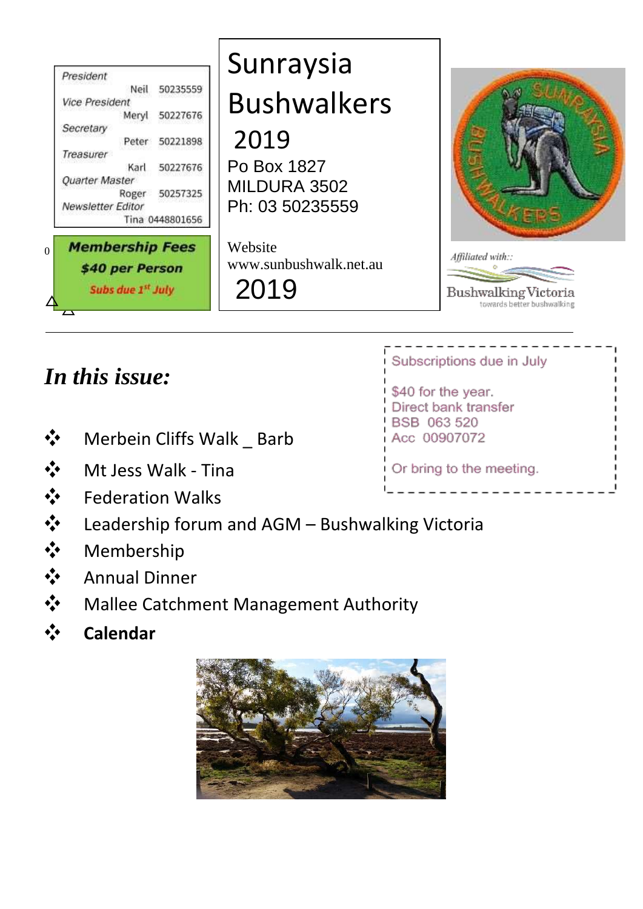| | |
|---|---|
| *President* | |
| Neil | 50235559 |
| *Vice President* | |
| Meryl | 50227676 |
| *Secretary* | |
| Peter | 50221898 |
| *Treasurer* | |
| Karl | 50227676 |
| *Quarter Master* | |
| Roger | 50257325 |
| *Newsletter Editor* | |
| Tina | 0448801656 |

**Membership Fees**

**$40 per Person**

**Subs due 1st July**

# Sunraysia Bushwalkers

# 2019

Po Box 1827
MILDURA 3502
Ph: 03 50235559

Website
www.sunbushwalk.net.au

2019

*Affiliated with::*

Bushwalking Victoria
towards better bushwalking

Subscriptions due in July

$40 for the year.
Direct bank transfer
BSB 063 520
Acc 00907072

Or bring to the meeting.

## *In this issue:*

- Merbein Cliffs Walk _ Barb
- Mt Jess Walk - Tina
- Federation Walks
- Leadership forum and AGM – Bushwalking Victoria
- Membership
- Annual Dinner
- Mallee Catchment Management Authority
- **Calendar**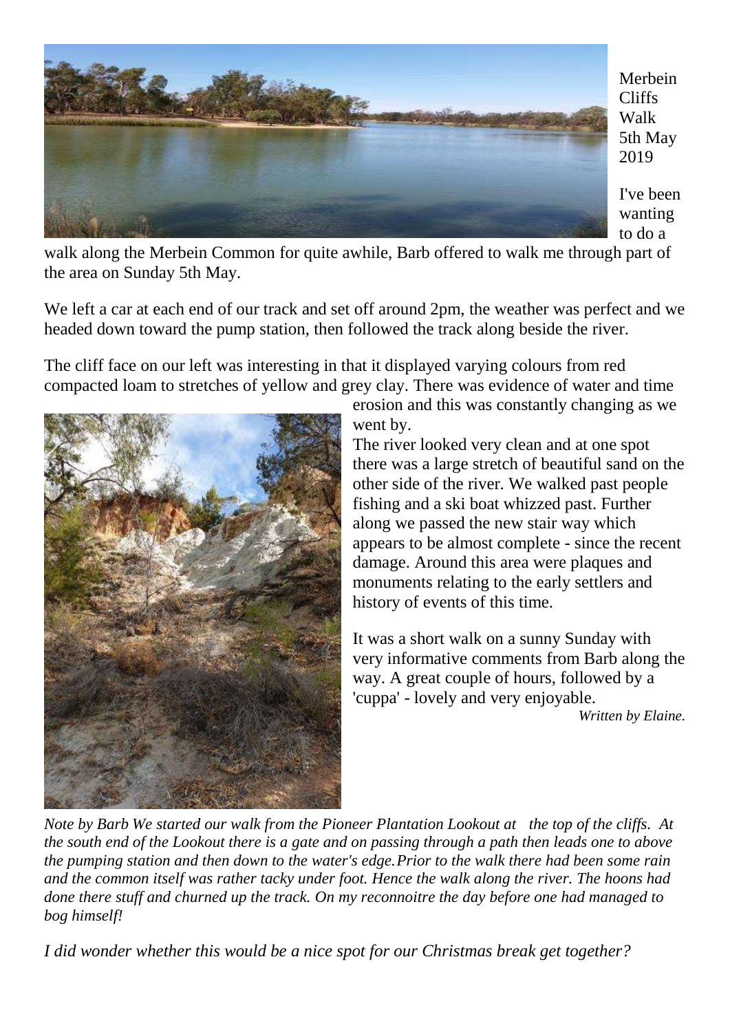## Merbein Cliffs Walk 5th May 2019

I've been wanting to do a walk along the Merbein Common for quite awhile, Barb offered to walk me through part of the area on Sunday 5th May.

We left a car at each end of our track and set off around 2pm, the weather was perfect and we headed down toward the pump station, then followed the track along beside the river.

The cliff face on our left was interesting in that it displayed varying colours from red compacted loam to stretches of yellow and grey clay. There was evidence of water and time erosion and this was constantly changing as we went by.

The river looked very clean and at one spot there was a large stretch of beautiful sand on the other side of the river. We walked past people fishing and a ski boat whizzed past. Further along we passed the new stair way which appears to be almost complete - since the recent damage. Around this area were plaques and monuments relating to the early settlers and history of events of this time.

It was a short walk on a sunny Sunday with very informative comments from Barb along the way. A great couple of hours, followed by a 'cuppa' - lovely and very enjoyable.

*Written by Elaine.*

*Note by Barb We started our walk from the Pioneer Plantation Lookout at the top of the cliffs. At the south end of the Lookout there is a gate and on passing through a path then leads one to above the pumping station and then down to the water's edge.Prior to the walk there had been some rain and the common itself was rather tacky under foot. Hence the walk along the river. The hoons had done there stuff and churned up the track. On my reconnoitre the day before one had managed to bog himself!*

*I did wonder whether this would be a nice spot for our Christmas break get together?*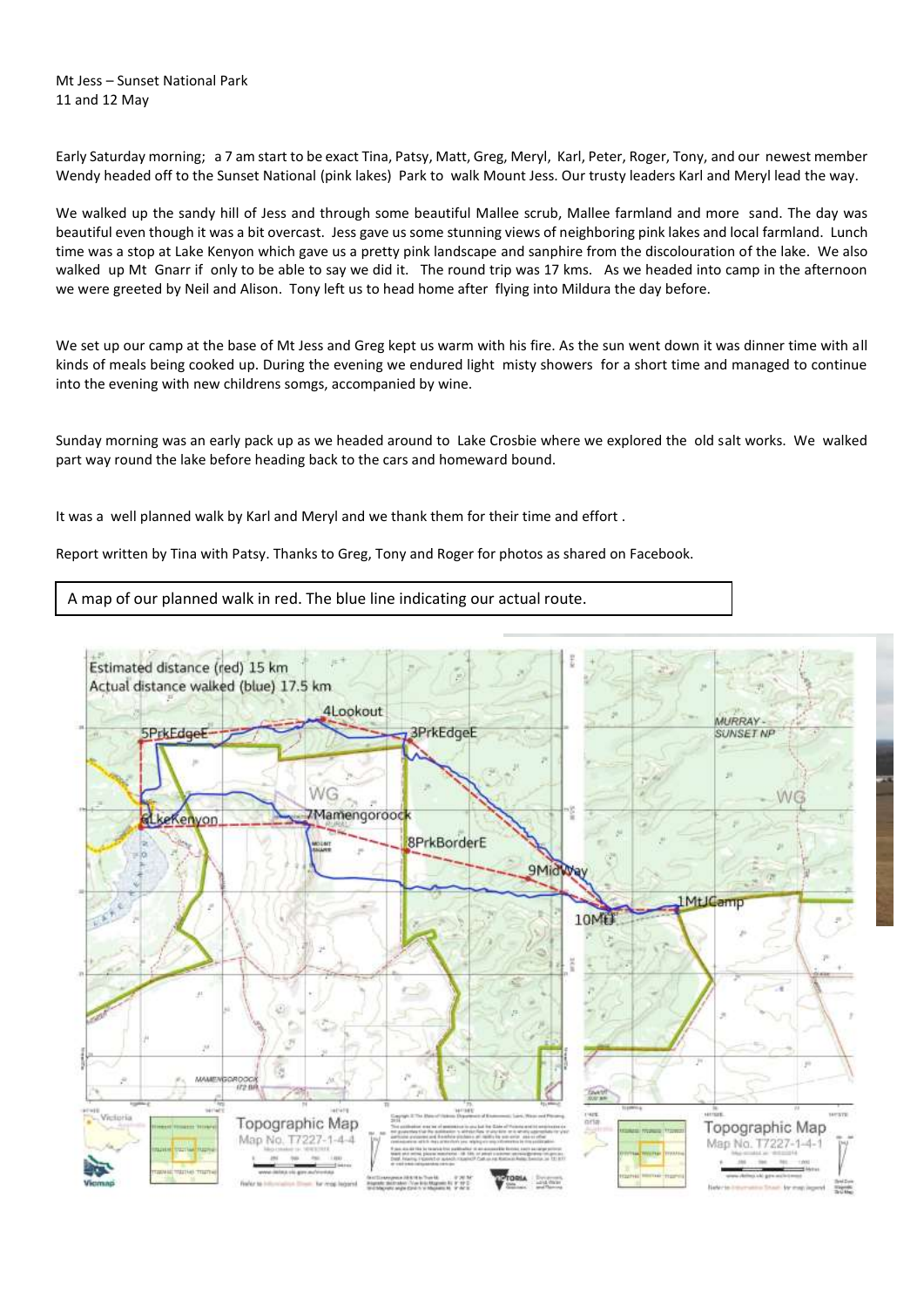Mt Jess – Sunset National Park
11 and 12 May

Early Saturday morning; a 7 am start to be exact Tina, Patsy, Matt, Greg, Meryl, Karl, Peter, Roger, Tony, and our newest member Wendy headed off to the Sunset National (pink lakes) Park to walk Mount Jess. Our trusty leaders Karl and Meryl lead the way.

We walked up the sandy hill of Jess and through some beautiful Mallee scrub, Mallee farmland and more sand. The day was beautiful even though it was a bit overcast. Jess gave us some stunning views of neighboring pink lakes and local farmland. Lunch time was a stop at Lake Kenyon which gave us a pretty pink landscape and sanphire from the discolouration of the lake. We also walked up Mt Gnarr if only to be able to say we did it. The round trip was 17 kms. As we headed into camp in the afternoon we were greeted by Neil and Alison. Tony left us to head home after flying into Mildura the day before.

We set up our camp at the base of Mt Jess and Greg kept us warm with his fire. As the sun went down it was dinner time with all kinds of meals being cooked up. During the evening we endured light misty showers for a short time and managed to continue into the evening with new childrens somgs, accompanied by wine.

Sunday morning was an early pack up as we headed around to Lake Crosbie where we explored the old salt works. We walked part way round the lake before heading back to the cars and homeward bound.

It was a well planned walk by Karl and Meryl and we thank them for their time and effort .

Report written by Tina with Patsy. Thanks to Greg, Tony and Roger for photos as shared on Facebook.

A map of our planned walk in red. The blue line indicating our actual route.

Estimated distance (red) 15 km
Actual distance walked (blue) 17.5 km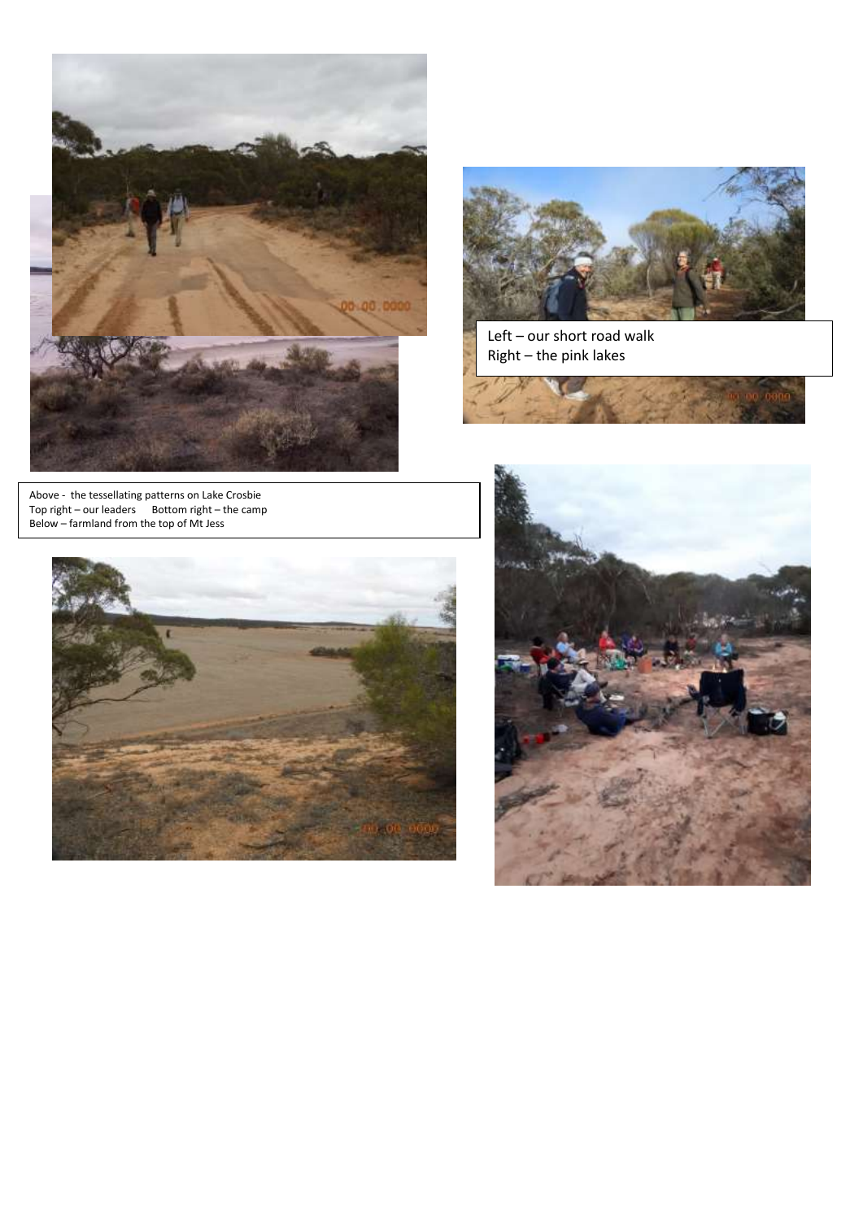Left – our short road walk
Right – the pink lakes

Above - the tessellating patterns on Lake Crosbie
Top right – our leaders     Bottom right – the camp
Below – farmland from the top of Mt Jess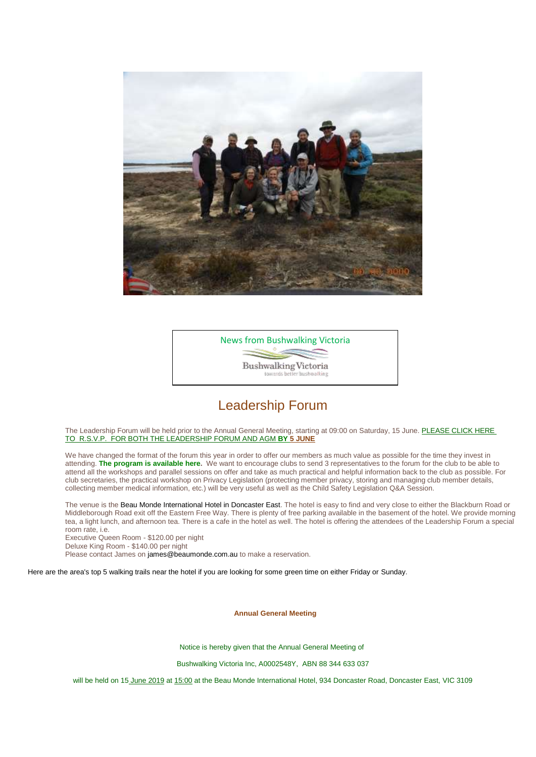News from Bushwalking Victoria

Bushwalking Victoria
towards better bushwalking

# Leadership Forum

The Leadership Forum will be held prior to the Annual General Meeting, starting at 09:00 on Saturday, 15 June. PLEASE CLICK HERE TO R.S.V.P. FOR BOTH THE LEADERSHIP FORUM AND AGM **BY 5 JUNE**

We have changed the format of the forum this year in order to offer our members as much value as possible for the time they invest in attending. **The program is available here.** We want to encourage clubs to send 3 representatives to the forum for the club to be able to attend all the workshops and parallel sessions on offer and take as much practical and helpful information back to the club as possible. For club secretaries, the practical workshop on Privacy Legislation (protecting member privacy, storing and managing club member details, collecting member medical information, etc.) will be very useful as well as the Child Safety Legislation Q&A Session.

The venue is the Beau Monde International Hotel in Doncaster East. The hotel is easy to find and very close to either the Blackburn Road or Middleborough Road exit off the Eastern Free Way. There is plenty of free parking available in the basement of the hotel. We provide morning tea, a light lunch, and afternoon tea. There is a cafe in the hotel as well. The hotel is offering the attendees of the Leadership Forum a special room rate, i.e.
Executive Queen Room - $120.00 per night
Deluxe King Room - $140.00 per night
Please contact James on james@beaumonde.com.au to make a reservation.

Here are the area's top 5 walking trails near the hotel if you are looking for some green time on either Friday or Sunday.

**Annual General Meeting**

Notice is hereby given that the Annual General Meeting of

Bushwalking Victoria Inc, A0002548Y, ABN 88 344 633 037

will be held on 15 June 2019 at 15:00 at the Beau Monde International Hotel, 934 Doncaster Road, Doncaster East, VIC 3109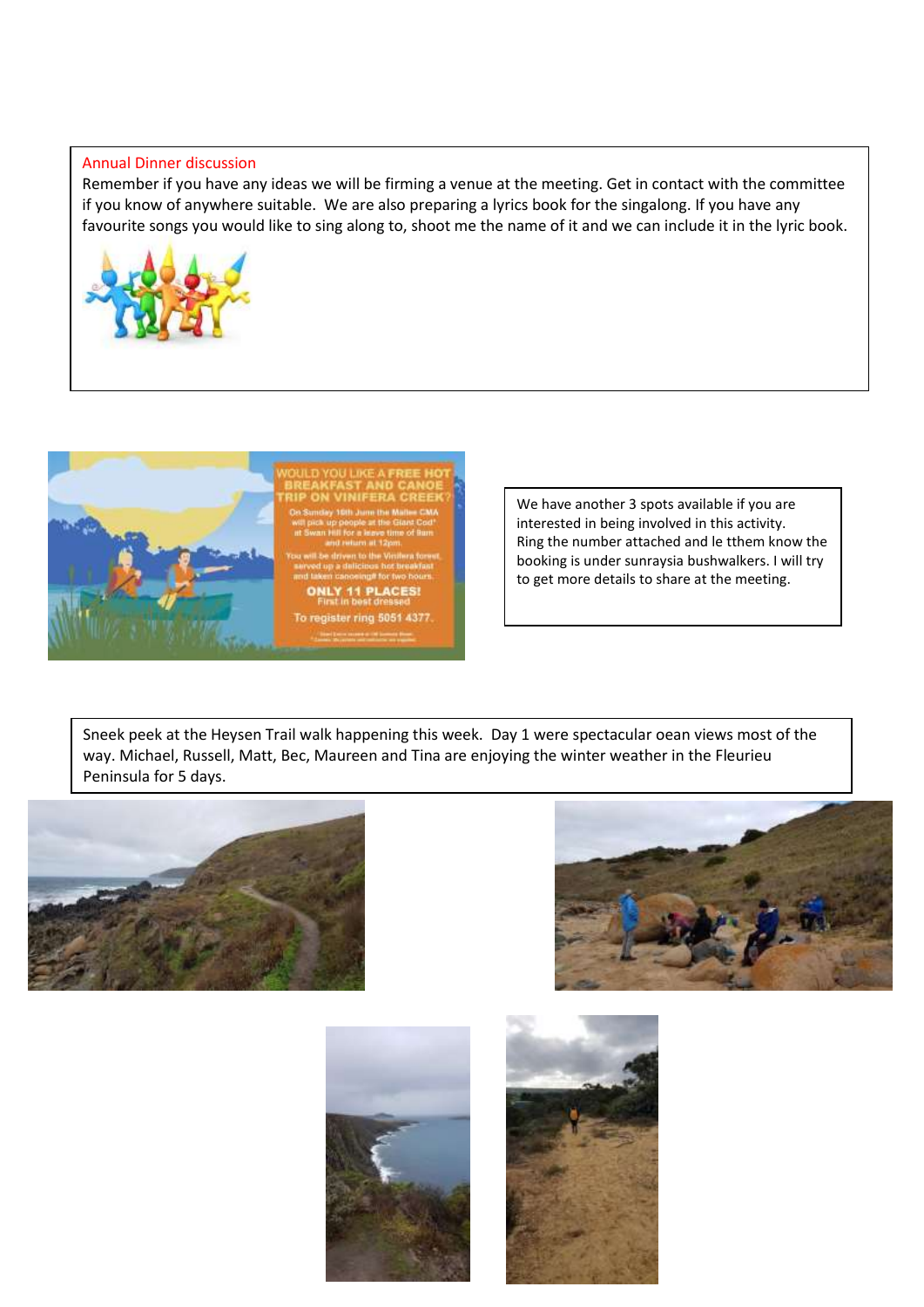## Annual Dinner discussion

Remember if you have any ideas we will be firming a venue at the meeting. Get in contact with the committee if you know of anywhere suitable. We are also preparing a lyrics book for the singalong. If you have any favourite songs you would like to sing along to, shoot me the name of it and we can include it in the lyric book.

WOULD YOU LIKE A FREE HOT BREAKFAST AND CANOE TRIP ON VINIFERA CREEK?

On Sunday 16th June the Mallee CMA will pick up people at the Giant Cod* at Swan Hill for a leave time of 8am and return at 12pm.

You will be driven to the Vinifera forest, served up a delicious hot breakfast and taken canoeing# for two hours.

ONLY 11 PLACES!
First in best dressed

To register ring 5051 4377.

We have another 3 spots available if you are interested in being involved in this activity.
Ring the number attached and le tthem know the booking is under sunraysia bushwalkers. I will try to get more details to share at the meeting.

Sneek peek at the Heysen Trail walk happening this week. Day 1 were spectacular oean views most of the way. Michael, Russell, Matt, Bec, Maureen and Tina are enjoying the winter weather in the Fleurieu Peninsula for 5 days.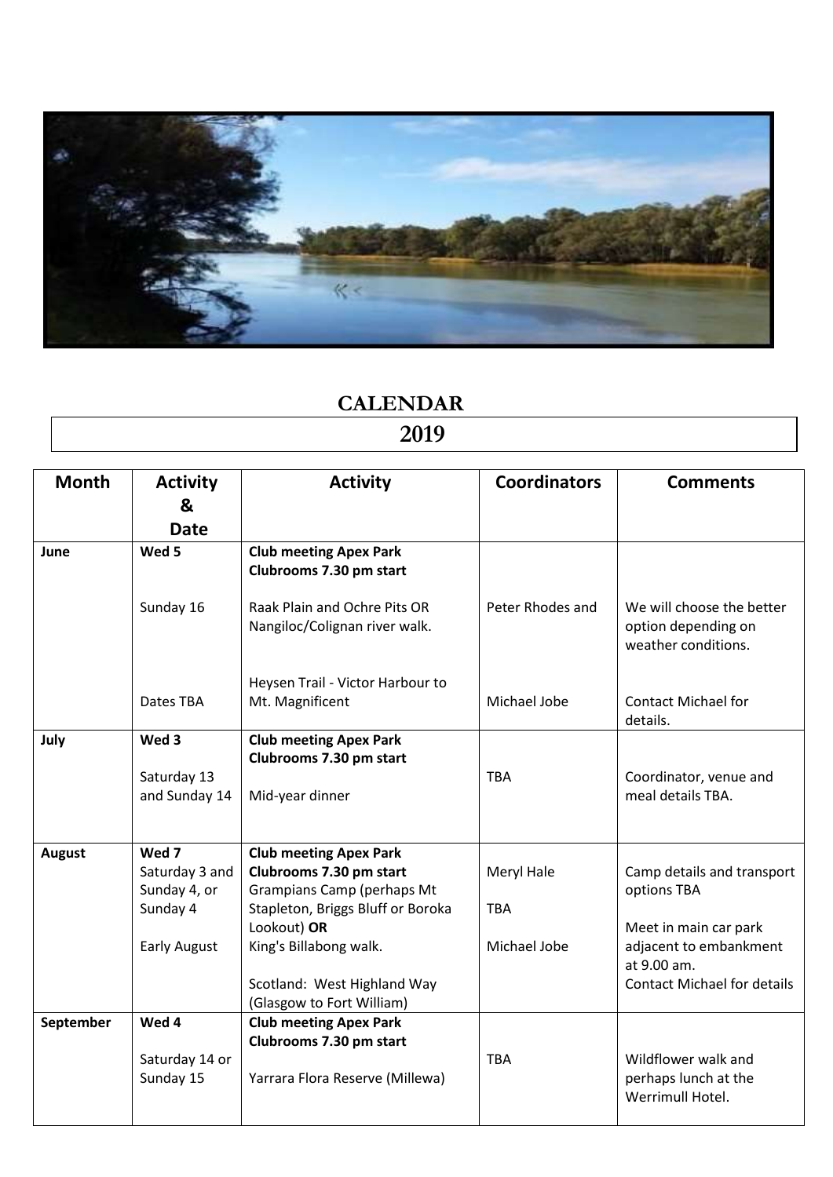# CALENDAR

## 2019

| Month | Activity & Date | Activity | Coordinators | Comments |
|---|---|---|---|---|
| **June** | **Wed 5** | **Club meeting Apex Park Clubrooms 7.30 pm start** | | |
| | Sunday 16 | Raak Plain and Ochre Pits OR Nangiloc/Colignan river walk. | Peter Rhodes and | We will choose the better option depending on weather conditions. |
| | Dates TBA | Heysen Trail - Victor Harbour to Mt. Magnificent | Michael Jobe | Contact Michael for details. |
| **July** | **Wed 3** | **Club meeting Apex Park Clubrooms 7.30 pm start** | | |
| | Saturday 13 and Sunday 14 | Mid-year dinner | TBA | Coordinator, venue and meal details TBA. |
| **August** | **Wed 7** | **Club meeting Apex Park Clubrooms 7.30 pm start** | | |
| | Saturday 3 and Sunday 4, or | Grampians Camp (perhaps Mt Stapleton, Briggs Bluff or Boroka Lookout) **OR** | Meryl Hale | Camp details and transport options TBA |
| | Sunday 4 | King's Billabong walk. | TBA | Meet in main car park adjacent to embankment at 9.00 am. |
| | Early August | Scotland: West Highland Way (Glasgow to Fort William) | Michael Jobe | Contact Michael for details |
| **September** | **Wed 4** | **Club meeting Apex Park Clubrooms 7.30 pm start** | | |
| | Saturday 14 or Sunday 15 | Yarrara Flora Reserve (Millewa) | TBA | Wildflower walk and perhaps lunch at the Werrimull Hotel. |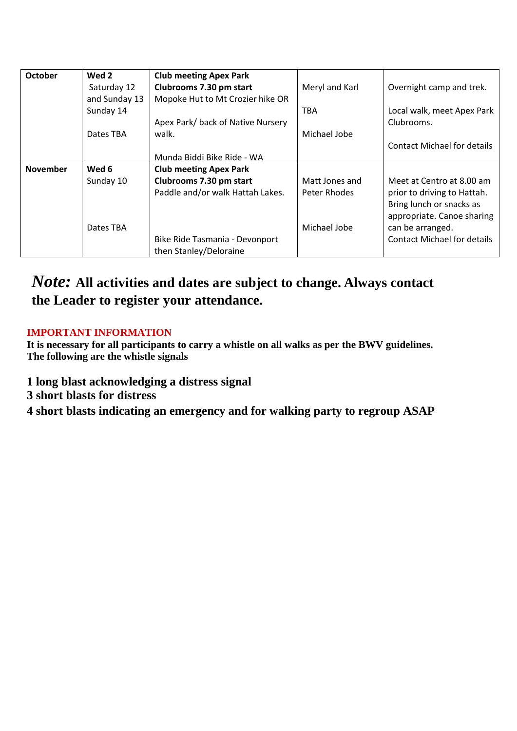| | | | | |
|---|---|---|---|---|
| **October** | **Wed 2**<br>Saturday 12 and Sunday 13<br>Sunday 14<br><br>Dates TBA | **Club meeting Apex Park Clubrooms 7.30 pm start**<br>Mopoke Hut to Mt Crozier hike OR<br><br>Apex Park/ back of Native Nursery walk.<br><br>Munda Biddi Bike Ride - WA | Meryl and Karl<br><br>TBA<br><br>Michael Jobe | Overnight camp and trek.<br><br>Local walk, meet Apex Park Clubrooms.<br><br>Contact Michael for details |
| **November** | **Wed 6**<br>Sunday 10<br><br><br>Dates TBA | **Club meeting Apex Park Clubrooms 7.30 pm start**<br>Paddle and/or walk Hattah Lakes.<br><br><br>Bike Ride Tasmania - Devonport then Stanley/Deloraine | Matt Jones and Peter Rhodes<br><br><br>Michael Jobe | Meet at Centro at 8.00 am prior to driving to Hattah. Bring lunch or snacks as appropriate. Canoe sharing can be arranged.<br>Contact Michael for details |

***Note:*** **All activities and dates are subject to change. Always contact the Leader to register your attendance.**

**IMPORTANT INFORMATION**

**It is necessary for all participants to carry a whistle on all walks as per the BWV guidelines. The following are the whistle signals**

**1 long blast acknowledging a distress signal**
**3 short blasts for distress**
**4 short blasts indicating an emergency and for walking party to regroup ASAP**